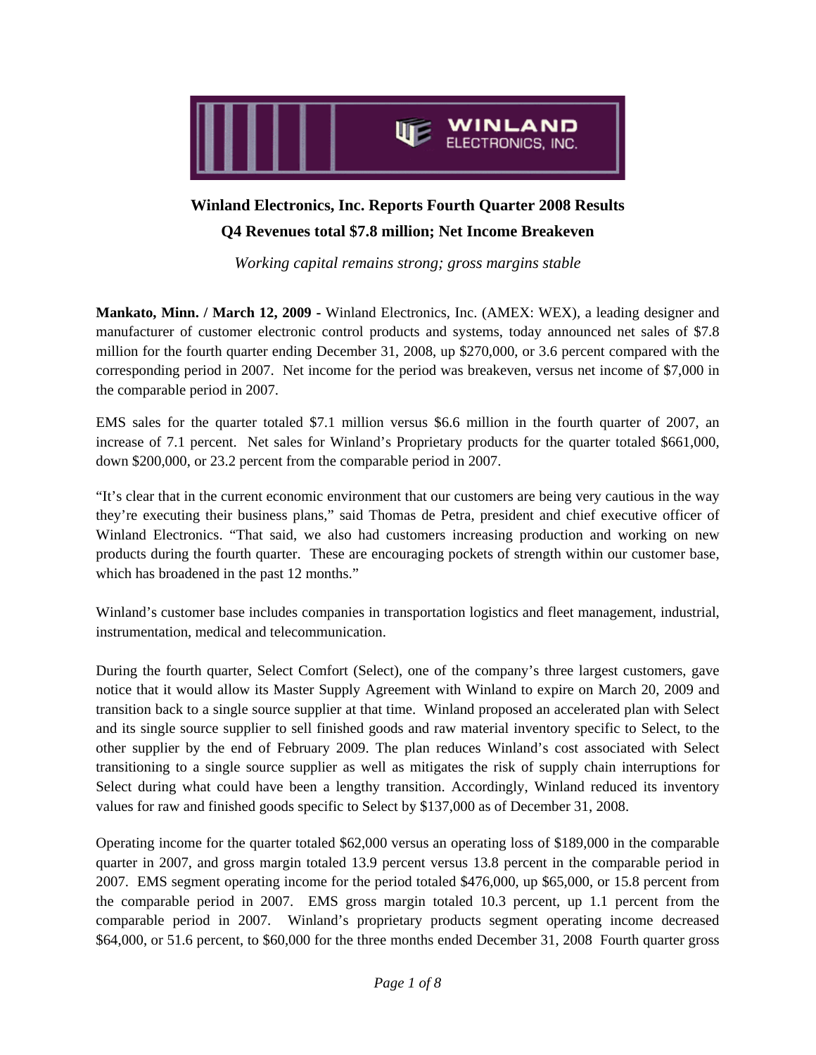# Winland Electronics, Inc. Reports Fourth Quarter 2008 Results

## Q4 Revenues total $7.8 million; Net Income Breakeven

*Working capital remains strong; gross margins stable*

**Mankato, Minn. / March 12, 2009 -** Winland Electronics, Inc. (AMEX: WEX), a leading designer and manufacturer of customer electronic control products and systems, today announced net sales of $7.8 million for the fourth quarter ending December 31, 2008, up $270,000, or 3.6 percent compared with the corresponding period in 2007. Net income for the period was breakeven, versus net income of $7,000 in the comparable period in 2007.

EMS sales for the quarter totaled $7.1 million versus $6.6 million in the fourth quarter of 2007, an increase of 7.1 percent. Net sales for Winland's Proprietary products for the quarter totaled $661,000, down $200,000, or 23.2 percent from the comparable period in 2007.

"It's clear that in the current economic environment that our customers are being very cautious in the way they're executing their business plans," said Thomas de Petra, president and chief executive officer of Winland Electronics. "That said, we also had customers increasing production and working on new products during the fourth quarter. These are encouraging pockets of strength within our customer base, which has broadened in the past 12 months."

Winland's customer base includes companies in transportation logistics and fleet management, industrial, instrumentation, medical and telecommunication.

During the fourth quarter, Select Comfort (Select), one of the company's three largest customers, gave notice that it would allow its Master Supply Agreement with Winland to expire on March 20, 2009 and transition back to a single source supplier at that time. Winland proposed an accelerated plan with Select and its single source supplier to sell finished goods and raw material inventory specific to Select, to the other supplier by the end of February 2009. The plan reduces Winland's cost associated with Select transitioning to a single source supplier as well as mitigates the risk of supply chain interruptions for Select during what could have been a lengthy transition. Accordingly, Winland reduced its inventory values for raw and finished goods specific to Select by $137,000 as of December 31, 2008.

Operating income for the quarter totaled $62,000 versus an operating loss of $189,000 in the comparable quarter in 2007, and gross margin totaled 13.9 percent versus 13.8 percent in the comparable period in 2007. EMS segment operating income for the period totaled $476,000, up $65,000, or 15.8 percent from the comparable period in 2007. EMS gross margin totaled 10.3 percent, up 1.1 percent from the comparable period in 2007. Winland's proprietary products segment operating income decreased $64,000, or 51.6 percent, to $60,000 for the three months ended December 31, 2008 Fourth quarter gross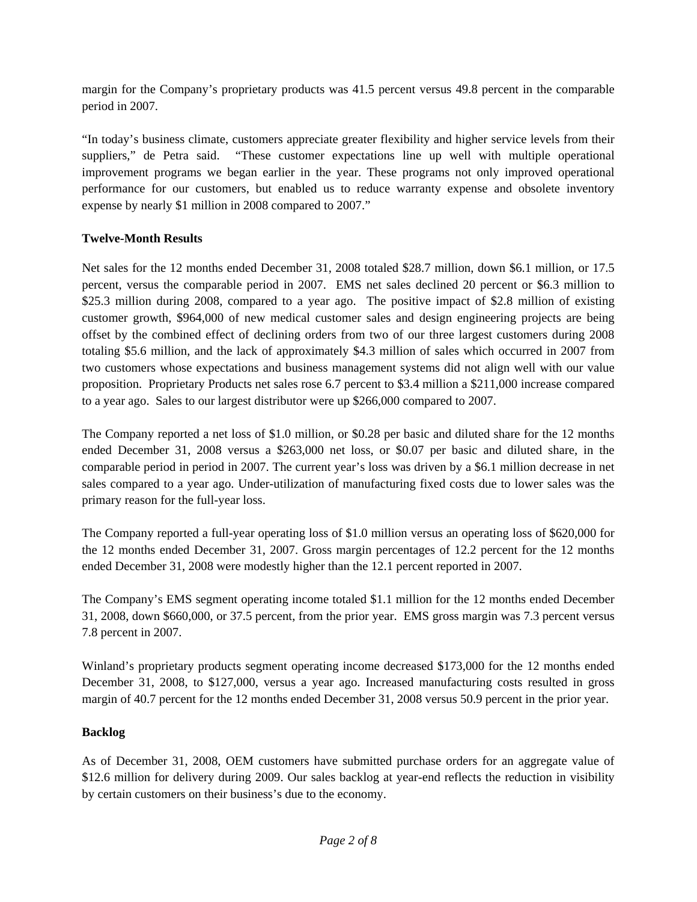margin for the Company's proprietary products was 41.5 percent versus 49.8 percent in the comparable period in 2007.

"In today's business climate, customers appreciate greater flexibility and higher service levels from their suppliers," de Petra said. "These customer expectations line up well with multiple operational improvement programs we began earlier in the year. These programs not only improved operational performance for our customers, but enabled us to reduce warranty expense and obsolete inventory expense by nearly $1 million in 2008 compared to 2007."

**Twelve-Month Results**

Net sales for the 12 months ended December 31, 2008 totaled $28.7 million, down $6.1 million, or 17.5 percent, versus the comparable period in 2007. EMS net sales declined 20 percent or $6.3 million to $25.3 million during 2008, compared to a year ago. The positive impact of $2.8 million of existing customer growth, $964,000 of new medical customer sales and design engineering projects are being offset by the combined effect of declining orders from two of our three largest customers during 2008 totaling $5.6 million, and the lack of approximately $4.3 million of sales which occurred in 2007 from two customers whose expectations and business management systems did not align well with our value proposition. Proprietary Products net sales rose 6.7 percent to $3.4 million a $211,000 increase compared to a year ago. Sales to our largest distributor were up $266,000 compared to 2007.

The Company reported a net loss of $1.0 million, or $0.28 per basic and diluted share for the 12 months ended December 31, 2008 versus a $263,000 net loss, or $0.07 per basic and diluted share, in the comparable period in period in 2007. The current year's loss was driven by a $6.1 million decrease in net sales compared to a year ago. Under-utilization of manufacturing fixed costs due to lower sales was the primary reason for the full-year loss.

The Company reported a full-year operating loss of $1.0 million versus an operating loss of $620,000 for the 12 months ended December 31, 2007. Gross margin percentages of 12.2 percent for the 12 months ended December 31, 2008 were modestly higher than the 12.1 percent reported in 2007.

The Company's EMS segment operating income totaled $1.1 million for the 12 months ended December 31, 2008, down $660,000, or 37.5 percent, from the prior year. EMS gross margin was 7.3 percent versus 7.8 percent in 2007.

Winland's proprietary products segment operating income decreased $173,000 for the 12 months ended December 31, 2008, to $127,000, versus a year ago. Increased manufacturing costs resulted in gross margin of 40.7 percent for the 12 months ended December 31, 2008 versus 50.9 percent in the prior year.

**Backlog**

As of December 31, 2008, OEM customers have submitted purchase orders for an aggregate value of $12.6 million for delivery during 2009. Our sales backlog at year-end reflects the reduction in visibility by certain customers on their business's due to the economy.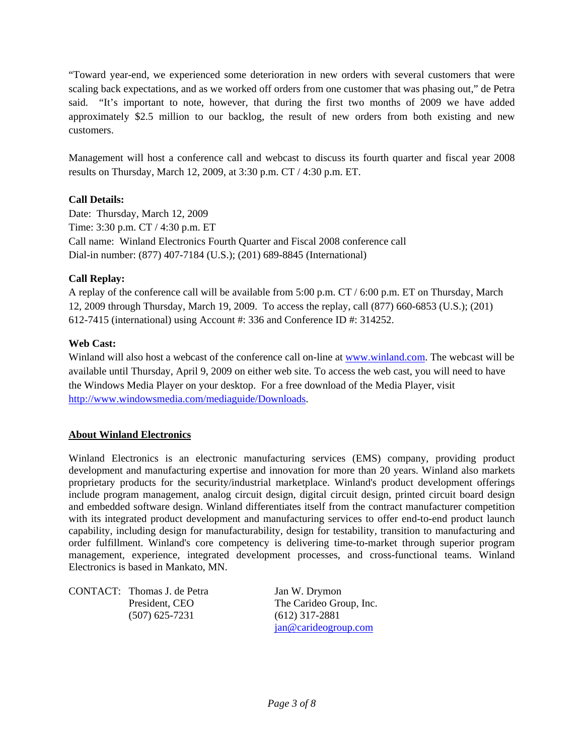"Toward year-end, we experienced some deterioration in new orders with several customers that were scaling back expectations, and as we worked off orders from one customer that was phasing out," de Petra said. "It's important to note, however, that during the first two months of 2009 we have added approximately $2.5 million to our backlog, the result of new orders from both existing and new customers.

Management will host a conference call and webcast to discuss its fourth quarter and fiscal year 2008 results on Thursday, March 12, 2009, at 3:30 p.m. CT / 4:30 p.m. ET.

**Call Details:**
Date: Thursday, March 12, 2009
Time: 3:30 p.m. CT / 4:30 p.m. ET
Call name: Winland Electronics Fourth Quarter and Fiscal 2008 conference call
Dial-in number: (877) 407-7184 (U.S.); (201) 689-8845 (International)

**Call Replay:**
A replay of the conference call will be available from 5:00 p.m. CT / 6:00 p.m. ET on Thursday, March 12, 2009 through Thursday, March 19, 2009. To access the replay, call (877) 660-6853 (U.S.); (201) 612-7415 (international) using Account #: 336 and Conference ID #: 314252.

**Web Cast:**
Winland will also host a webcast of the conference call on-line at www.winland.com. The webcast will be available until Thursday, April 9, 2009 on either web site. To access the web cast, you will need to have the Windows Media Player on your desktop. For a free download of the Media Player, visit http://www.windowsmedia.com/mediaguide/Downloads.

## About Winland Electronics

Winland Electronics is an electronic manufacturing services (EMS) company, providing product development and manufacturing expertise and innovation for more than 20 years. Winland also markets proprietary products for the security/industrial marketplace. Winland's product development offerings include program management, analog circuit design, digital circuit design, printed circuit board design and embedded software design. Winland differentiates itself from the contract manufacturer competition with its integrated product development and manufacturing services to offer end-to-end product launch capability, including design for manufacturability, design for testability, transition to manufacturing and order fulfillment. Winland's core competency is delivering time-to-market through superior program management, experience, integrated development processes, and cross-functional teams. Winland Electronics is based in Mankato, MN.

CONTACT: Thomas J. de Petra
President, CEO
(507) 625-7231

Jan W. Drymon
The Carideo Group, Inc.
(612) 317-2881
jan@carideogroup.com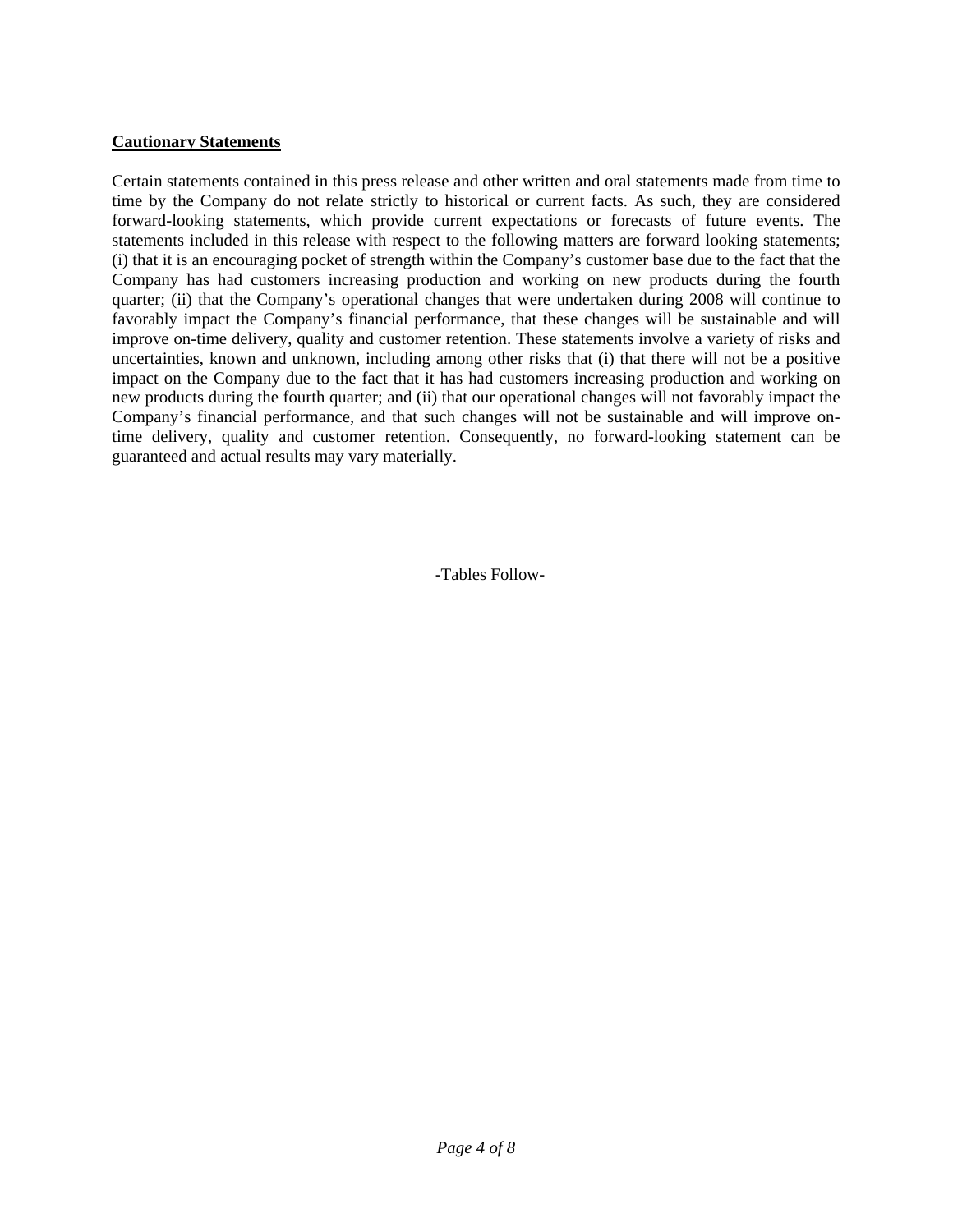**Cautionary Statements**

Certain statements contained in this press release and other written and oral statements made from time to time by the Company do not relate strictly to historical or current facts. As such, they are considered forward-looking statements, which provide current expectations or forecasts of future events. The statements included in this release with respect to the following matters are forward looking statements; (i) that it is an encouraging pocket of strength within the Company's customer base due to the fact that the Company has had customers increasing production and working on new products during the fourth quarter; (ii) that the Company's operational changes that were undertaken during 2008 will continue to favorably impact the Company's financial performance, that these changes will be sustainable and will improve on-time delivery, quality and customer retention. These statements involve a variety of risks and uncertainties, known and unknown, including among other risks that (i) that there will not be a positive impact on the Company due to the fact that it has had customers increasing production and working on new products during the fourth quarter; and (ii) that our operational changes will not favorably impact the Company's financial performance, and that such changes will not be sustainable and will improve on-time delivery, quality and customer retention. Consequently, no forward-looking statement can be guaranteed and actual results may vary materially.

-Tables Follow-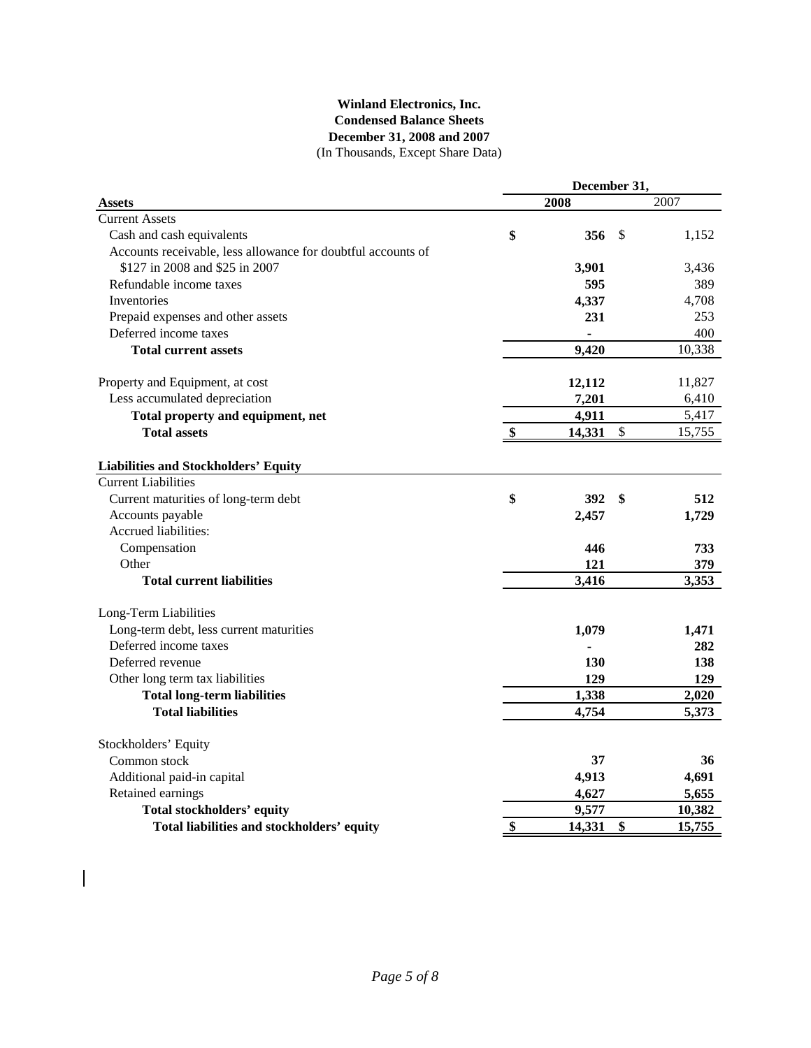**Winland Electronics, Inc.**
**Condensed Balance Sheets**
**December 31, 2008 and 2007**
(In Thousands, Except Share Data)

| | December 31, | |
|---|---|---|
| **Assets** | **2008** | 2007 |
| Current Assets | | |
| Cash and cash equivalents | **$ 356** | $ 1,152 |
| Accounts receivable, less allowance for doubtful accounts of $127 in 2008 and $25 in 2007 | **3,901** | 3,436 |
| Refundable income taxes | **595** | 389 |
| Inventories | **4,337** | 4,708 |
| Prepaid expenses and other assets | **231** | 253 |
| Deferred income taxes | **-** | 400 |
| **Total current assets** | **9,420** | 10,338 |
| Property and Equipment, at cost | **12,112** | 11,827 |
| Less accumulated depreciation | **7,201** | 6,410 |
| **Total property and equipment, net** | **4,911** | 5,417 |
| **Total assets** | **$ 14,331** | $ 15,755 |
| **Liabilities and Stockholders' Equity** | | |
| Current Liabilities | | |
| Current maturities of long-term debt | **$ 392** | **$ 512** |
| Accounts payable | **2,457** | **1,729** |
| Accrued liabilities: | | |
| Compensation | **446** | **733** |
| Other | **121** | **379** |
| **Total current liabilities** | **3,416** | **3,353** |
| Long-Term Liabilities | | |
| Long-term debt, less current maturities | **1,079** | **1,471** |
| Deferred income taxes | **-** | **282** |
| Deferred revenue | **130** | **138** |
| Other long term tax liabilities | **129** | **129** |
| **Total long-term liabilities** | **1,338** | **2,020** |
| **Total liabilities** | **4,754** | **5,373** |
| Stockholders' Equity | | |
| Common stock | **37** | **36** |
| Additional paid-in capital | **4,913** | **4,691** |
| Retained earnings | **4,627** | **5,655** |
| **Total stockholders' equity** | **9,577** | **10,382** |
| **Total liabilities and stockholders' equity** | **$ 14,331** | **$ 15,755** |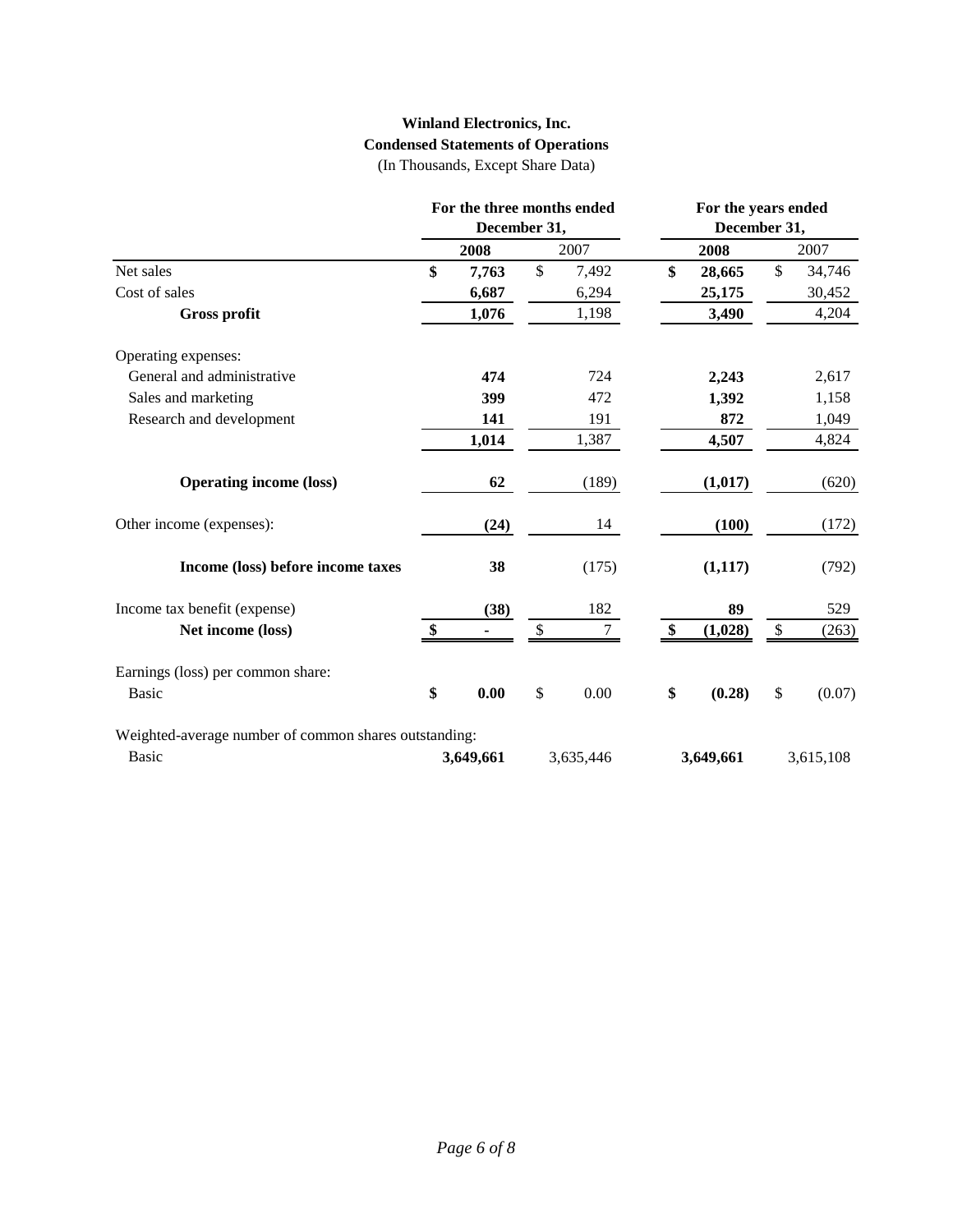**Winland Electronics, Inc.**
**Condensed Statements of Operations**
(In Thousands, Except Share Data)

| | For the three months ended December 31, | | For the years ended December 31, | |
|---|---|---|---|---|
| | **2008** | 2007 | **2008** | 2007 |
| Net sales | **$ 7,763** | $ 7,492 | **$ 28,665** | $ 34,746 |
| Cost of sales | **6,687** | 6,294 | **25,175** | 30,452 |
| **Gross profit** | **1,076** | 1,198 | **3,490** | 4,204 |
| Operating expenses: | | | | |
| General and administrative | **474** | 724 | **2,243** | 2,617 |
| Sales and marketing | **399** | 472 | **1,392** | 1,158 |
| Research and development | **141** | 191 | **872** | 1,049 |
| | **1,014** | 1,387 | **4,507** | 4,824 |
| **Operating income (loss)** | **62** | (189) | **(1,017)** | (620) |
| Other income (expenses): | **(24)** | 14 | **(100)** | (172) |
| **Income (loss) before income taxes** | **38** | (175) | **(1,117)** | (792) |
| Income tax benefit (expense) | **(38)** | 182 | **89** | 529 |
| **Net income (loss)** | **$ -** | $ 7 | **$ (1,028)** | $ (263) |
| Earnings (loss) per common share: | | | | |
| Basic | **$ 0.00** | $ 0.00 | **$ (0.28)** | $ (0.07) |
| Weighted-average number of common shares outstanding: | | | | |
| Basic | **3,649,661** | 3,635,446 | **3,649,661** | 3,615,108 |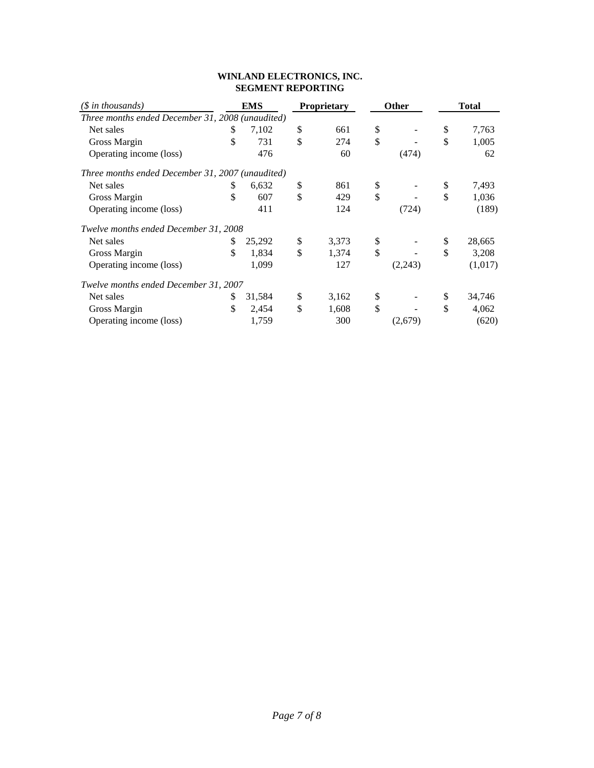**WINLAND ELECTRONICS, INC.**
**SEGMENT REPORTING**

| *($ in thousands)* | EMS | Proprietary | Other | Total |
|---|---|---|---|---|
| *Three months ended December 31, 2008 (unaudited)* | | | | |
| Net sales | $ 7,102 | $ 661 | $ - | $ 7,763 |
| Gross Margin | $ 731 | $ 274 | $ - | $ 1,005 |
| Operating income (loss) | 476 | 60 | (474) | 62 |
| *Three months ended December 31, 2007 (unaudited)* | | | | |
| Net sales | $ 6,632 | $ 861 | $ - | $ 7,493 |
| Gross Margin | $ 607 | $ 429 | $ - | $ 1,036 |
| Operating income (loss) | 411 | 124 | (724) | (189) |
| *Twelve months ended December 31, 2008* | | | | |
| Net sales | $ 25,292 | $ 3,373 | $ - | $ 28,665 |
| Gross Margin | $ 1,834 | $ 1,374 | $ - | $ 3,208 |
| Operating income (loss) | 1,099 | 127 | (2,243) | (1,017) |
| *Twelve months ended December 31, 2007* | | | | |
| Net sales | $ 31,584 | $ 3,162 | $ - | $ 34,746 |
| Gross Margin | $ 2,454 | $ 1,608 | $ - | $ 4,062 |
| Operating income (loss) | 1,759 | 300 | (2,679) | (620) |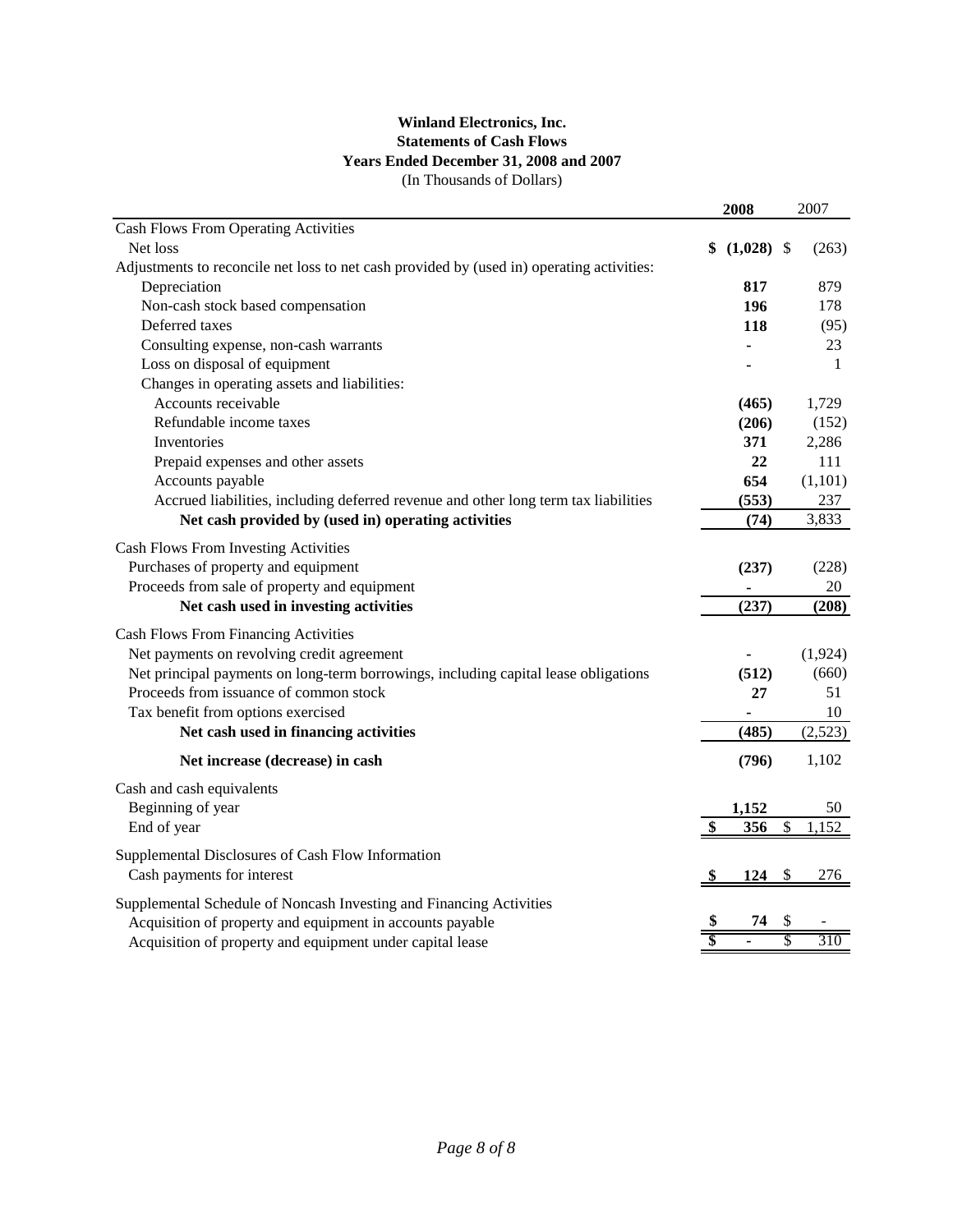**Winland Electronics, Inc.**
**Statements of Cash Flows**
**Years Ended December 31, 2008 and 2007**
(In Thousands of Dollars)

| | **2008** | 2007 |
|---|---|---|
| Cash Flows From Operating Activities | | |
| Net loss | **$ (1,028)** | $ (263) |
| Adjustments to reconcile net loss to net cash provided by (used in) operating activities: | | |
| Depreciation | **817** | 879 |
| Non-cash stock based compensation | **196** | 178 |
| Deferred taxes | **118** | (95) |
| Consulting expense, non-cash warrants | **-** | 23 |
| Loss on disposal of equipment | **-** | 1 |
| Changes in operating assets and liabilities: | | |
| Accounts receivable | **(465)** | 1,729 |
| Refundable income taxes | **(206)** | (152) |
| Inventories | **371** | 2,286 |
| Prepaid expenses and other assets | **22** | 111 |
| Accounts payable | **654** | (1,101) |
| Accrued liabilities, including deferred revenue and other long term tax liabilities | **(553)** | 237 |
| **Net cash provided by (used in) operating activities** | **(74)** | 3,833 |
| Cash Flows From Investing Activities | | |
| Purchases of property and equipment | **(237)** | (228) |
| Proceeds from sale of property and equipment | **-** | 20 |
| **Net cash used in investing activities** | **(237)** | **(208)** |
| Cash Flows From Financing Activities | | |
| Net payments on revolving credit agreement | **-** | (1,924) |
| Net principal payments on long-term borrowings, including capital lease obligations | **(512)** | (660) |
| Proceeds from issuance of common stock | **27** | 51 |
| Tax benefit from options exercised | **-** | 10 |
| **Net cash used in financing activities** | **(485)** | (2,523) |
| **Net increase (decrease) in cash** | **(796)** | 1,102 |
| Cash and cash equivalents | | |
| Beginning of year | **1,152** | 50 |
| End of year | **$ 356** | $ 1,152 |
| Supplemental Disclosures of Cash Flow Information | | |
| Cash payments for interest | **$ 124** | $ 276 |
| Supplemental Schedule of Noncash Investing and Financing Activities | | |
| Acquisition of property and equipment in accounts payable | **$ 74** | $ - |
| Acquisition of property and equipment under capital lease | **$ -** | $ 310 |